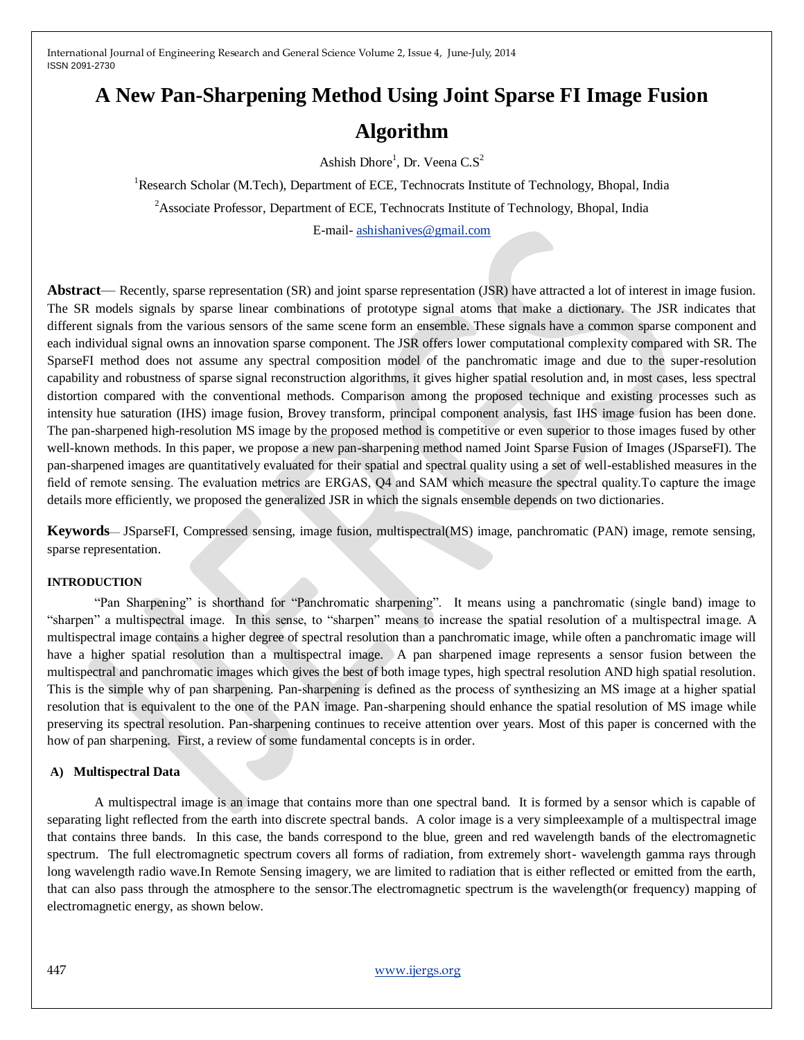# A New Pan-Sharpening Method Using Joint Sparse FI Image Fusion Algorithm

Ashish Dhore[1], Dr. Veena C.S[2]

[1]Research Scholar (M.Tech), Department of ECE, Technocrats Institute of Technology, Bhopal, India

[2]Associate Professor, Department of ECE, Technocrats Institute of Technology, Bhopal, India

E-mail- ashishanives@gmail.com

**Abstract**— Recently, sparse representation (SR) and joint sparse representation (JSR) have attracted a lot of interest in image fusion. The SR models signals by sparse linear combinations of prototype signal atoms that make a dictionary. The JSR indicates that different signals from the various sensors of the same scene form an ensemble. These signals have a common sparse component and each individual signal owns an innovation sparse component. The JSR offers lower computational complexity compared with SR. The SparseFI method does not assume any spectral composition model of the panchromatic image and due to the super-resolution capability and robustness of sparse signal reconstruction algorithms, it gives higher spatial resolution and, in most cases, less spectral distortion compared with the conventional methods. Comparison among the proposed technique and existing processes such as intensity hue saturation (IHS) image fusion, Brovey transform, principal component analysis, fast IHS image fusion has been done. The pan-sharpened high-resolution MS image by the proposed method is competitive or even superior to those images fused by other well-known methods. In this paper, we propose a new pan-sharpening method named Joint Sparse Fusion of Images (JSparseFI). The pan-sharpened images are quantitatively evaluated for their spatial and spectral quality using a set of well-established measures in the field of remote sensing. The evaluation metrics are ERGAS, Q4 and SAM which measure the spectral quality.To capture the image details more efficiently, we proposed the generalized JSR in which the signals ensemble depends on two dictionaries.

**Keywords**— JSparseFI, Compressed sensing, image fusion, multispectral(MS) image, panchromatic (PAN) image, remote sensing, sparse representation.

## INTRODUCTION

"Pan Sharpening" is shorthand for "Panchromatic sharpening". It means using a panchromatic (single band) image to "sharpen" a multispectral image. In this sense, to "sharpen" means to increase the spatial resolution of a multispectral image. A multispectral image contains a higher degree of spectral resolution than a panchromatic image, while often a panchromatic image will have a higher spatial resolution than a multispectral image. A pan sharpened image represents a sensor fusion between the multispectral and panchromatic images which gives the best of both image types, high spectral resolution AND high spatial resolution. This is the simple why of pan sharpening. Pan-sharpening is defined as the process of synthesizing an MS image at a higher spatial resolution that is equivalent to the one of the PAN image. Pan-sharpening should enhance the spatial resolution of MS image while preserving its spectral resolution. Pan-sharpening continues to receive attention over years. Most of this paper is concerned with the how of pan sharpening. First, a review of some fundamental concepts is in order.

### A) Multispectral Data

A multispectral image is an image that contains more than one spectral band. It is formed by a sensor which is capable of separating light reflected from the earth into discrete spectral bands. A color image is a very simpleexample of a multispectral image that contains three bands. In this case, the bands correspond to the blue, green and red wavelength bands of the electromagnetic spectrum. The full electromagnetic spectrum covers all forms of radiation, from extremely short- wavelength gamma rays through long wavelength radio wave.In Remote Sensing imagery, we are limited to radiation that is either reflected or emitted from the earth, that can also pass through the atmosphere to the sensor.The electromagnetic spectrum is the wavelength(or frequency) mapping of electromagnetic energy, as shown below.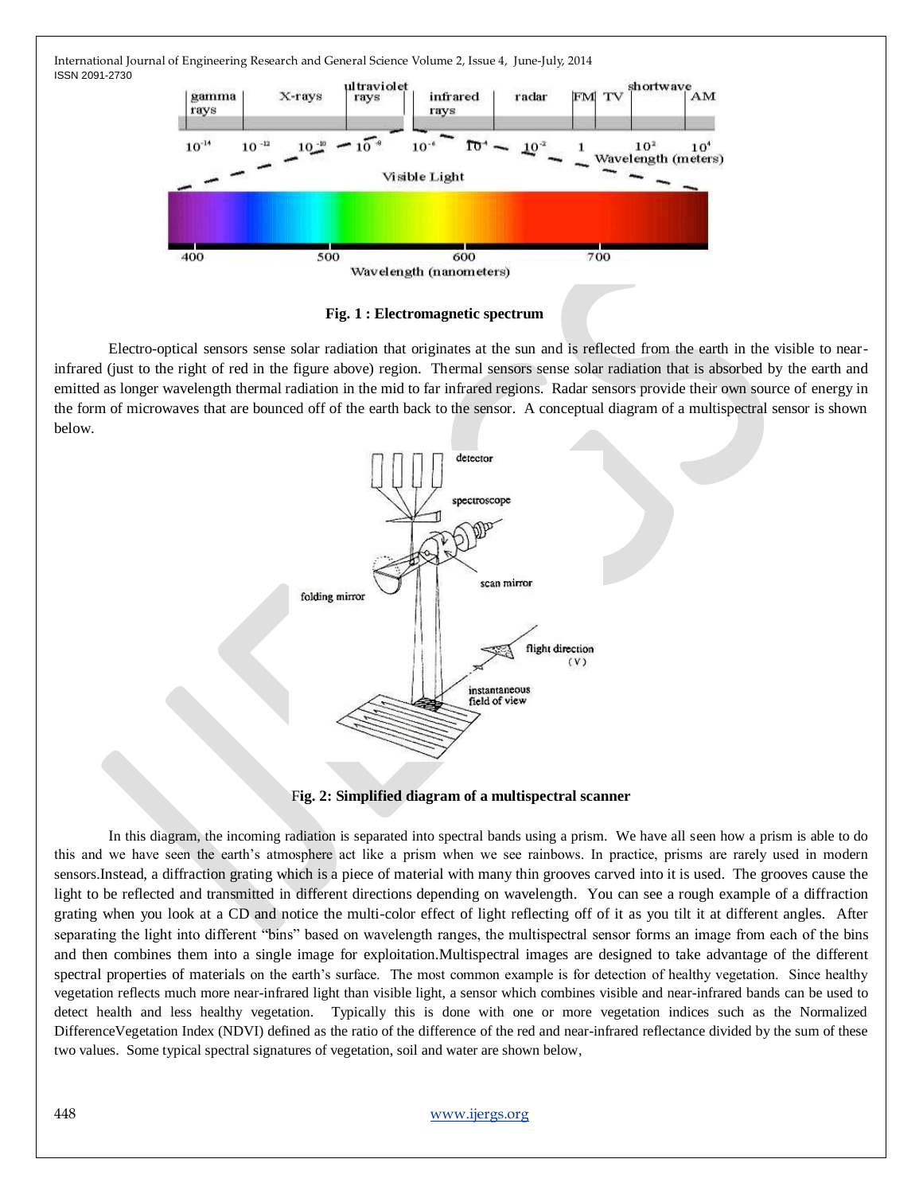Fig. 1 : Electromagnetic spectrum

Electro-optical sensors sense solar radiation that originates at the sun and is reflected from the earth in the visible to near-infrared (just to the right of red in the figure above) region. Thermal sensors sense solar radiation that is absorbed by the earth and emitted as longer wavelength thermal radiation in the mid to far infrared regions. Radar sensors provide their own source of energy in the form of microwaves that are bounced off of the earth back to the sensor. A conceptual diagram of a multispectral sensor is shown below.

Fig. 2: Simplified diagram of a multispectral scanner

In this diagram, the incoming radiation is separated into spectral bands using a prism. We have all seen how a prism is able to do this and we have seen the earth's atmosphere act like a prism when we see rainbows. In practice, prisms are rarely used in modern sensors.Instead, a diffraction grating which is a piece of material with many thin grooves carved into it is used. The grooves cause the light to be reflected and transmitted in different directions depending on wavelength. You can see a rough example of a diffraction grating when you look at a CD and notice the multi-color effect of light reflecting off of it as you tilt it at different angles. After separating the light into different "bins" based on wavelength ranges, the multispectral sensor forms an image from each of the bins and then combines them into a single image for exploitation.Multispectral images are designed to take advantage of the different spectral properties of materials on the earth's surface. The most common example is for detection of healthy vegetation. Since healthy vegetation reflects much more near-infrared light than visible light, a sensor which combines visible and near-infrared bands can be used to detect health and less healthy vegetation. Typically this is done with one or more vegetation indices such as the Normalized DifferenceVegetation Index (NDVI) defined as the ratio of the difference of the red and near-infrared reflectance divided by the sum of these two values. Some typical spectral signatures of vegetation, soil and water are shown below,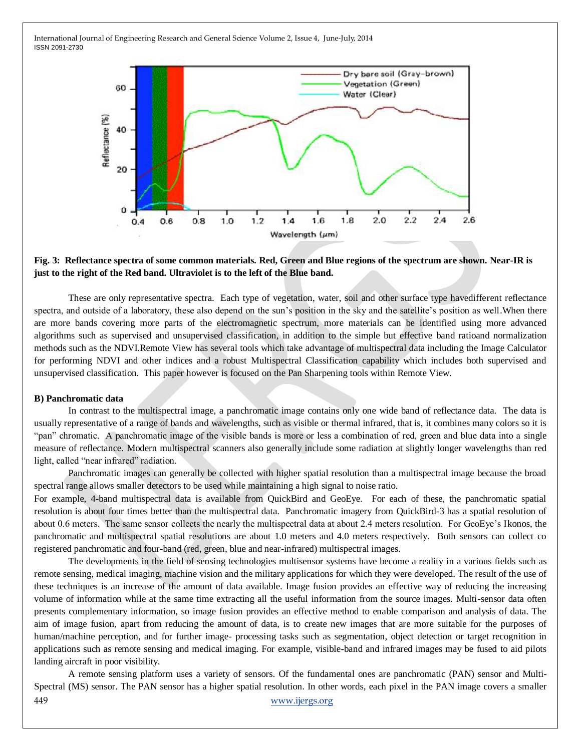**Fig. 3: Reflectance spectra of some common materials. Red, Green and Blue regions of the spectrum are shown. Near-IR is just to the right of the Red band. Ultraviolet is to the left of the Blue band.**

These are only representative spectra. Each type of vegetation, water, soil and other surface type havedifferent reflectance spectra, and outside of a laboratory, these also depend on the sun's position in the sky and the satellite's position as well.When there are more bands covering more parts of the electromagnetic spectrum, more materials can be identified using more advanced algorithms such as supervised and unsupervised classification, in addition to the simple but effective band ratioand normalization methods such as the NDVI.Remote View has several tools which take advantage of multispectral data including the Image Calculator for performing NDVI and other indices and a robust Multispectral Classification capability which includes both supervised and unsupervised classification. This paper however is focused on the Pan Sharpening tools within Remote View.

**B) Panchromatic data**

In contrast to the multispectral image, a panchromatic image contains only one wide band of reflectance data. The data is usually representative of a range of bands and wavelengths, such as visible or thermal infrared, that is, it combines many colors so it is "pan" chromatic. A panchromatic image of the visible bands is more or less a combination of red, green and blue data into a single measure of reflectance. Modern multispectral scanners also generally include some radiation at slightly longer wavelengths than red light, called "near infrared" radiation.

Panchromatic images can generally be collected with higher spatial resolution than a multispectral image because the broad spectral range allows smaller detectors to be used while maintaining a high signal to noise ratio.

For example, 4-band multispectral data is available from QuickBird and GeoEye. For each of these, the panchromatic spatial resolution is about four times better than the multispectral data. Panchromatic imagery from QuickBird-3 has a spatial resolution of about 0.6 meters. The same sensor collects the nearly the multispectral data at about 2.4 meters resolution. For GeoEye's Ikonos, the panchromatic and multispectral spatial resolutions are about 1.0 meters and 4.0 meters respectively. Both sensors can collect co registered panchromatic and four-band (red, green, blue and near-infrared) multispectral images.

The developments in the field of sensing technologies multisensor systems have become a reality in a various fields such as remote sensing, medical imaging, machine vision and the military applications for which they were developed. The result of the use of these techniques is an increase of the amount of data available. Image fusion provides an effective way of reducing the increasing volume of information while at the same time extracting all the useful information from the source images. Multi-sensor data often presents complementary information, so image fusion provides an effective method to enable comparison and analysis of data. The aim of image fusion, apart from reducing the amount of data, is to create new images that are more suitable for the purposes of human/machine perception, and for further image- processing tasks such as segmentation, object detection or target recognition in applications such as remote sensing and medical imaging. For example, visible-band and infrared images may be fused to aid pilots landing aircraft in poor visibility.

A remote sensing platform uses a variety of sensors. Of the fundamental ones are panchromatic (PAN) sensor and Multi-Spectral (MS) sensor. The PAN sensor has a higher spatial resolution. In other words, each pixel in the PAN image covers a smaller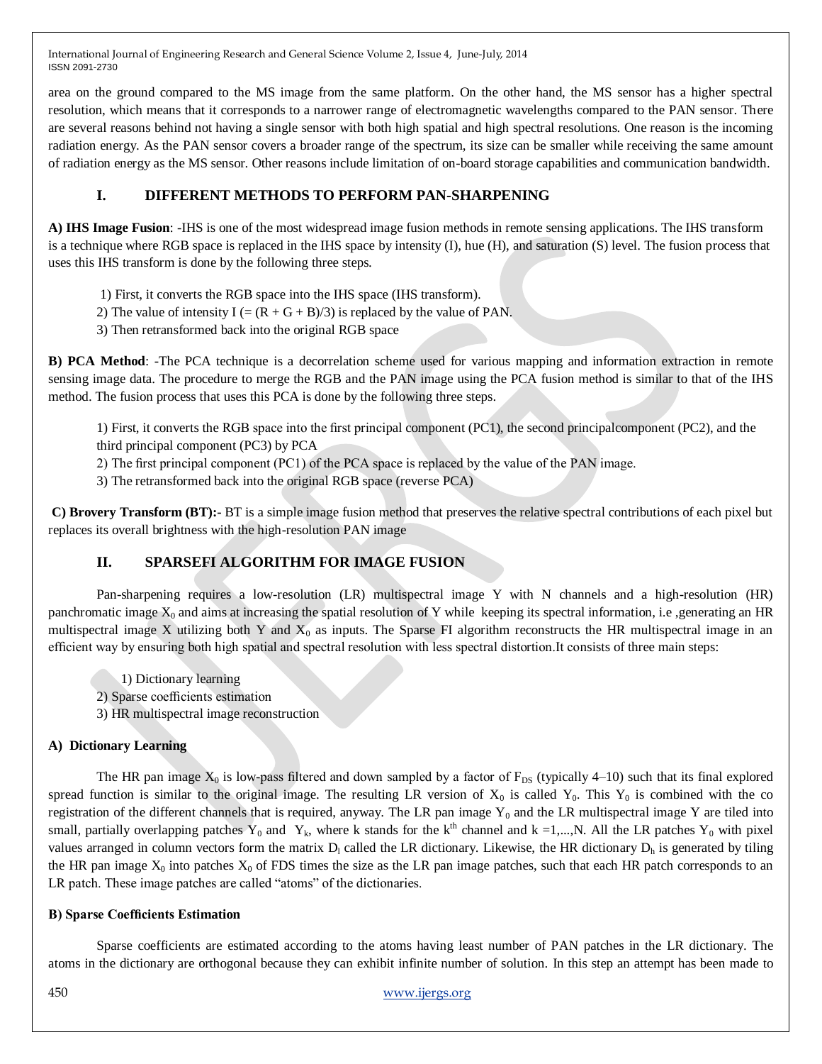area on the ground compared to the MS image from the same platform. On the other hand, the MS sensor has a higher spectral resolution, which means that it corresponds to a narrower range of electromagnetic wavelengths compared to the PAN sensor. There are several reasons behind not having a single sensor with both high spatial and high spectral resolutions. One reason is the incoming radiation energy. As the PAN sensor covers a broader range of the spectrum, its size can be smaller while receiving the same amount of radiation energy as the MS sensor. Other reasons include limitation of on-board storage capabilities and communication bandwidth.

## I. DIFFERENT METHODS TO PERFORM PAN-SHARPENING

**A) IHS Image Fusion**: -IHS is one of the most widespread image fusion methods in remote sensing applications. The IHS transform is a technique where RGB space is replaced in the IHS space by intensity (I), hue (H), and saturation (S) level. The fusion process that uses this IHS transform is done by the following three steps.

1) First, it converts the RGB space into the IHS space (IHS transform).
2) The value of intensity I (= (R + G + B)/3) is replaced by the value of PAN.
3) Then retransformed back into the original RGB space

**B) PCA Method**: -The PCA technique is a decorrelation scheme used for various mapping and information extraction in remote sensing image data. The procedure to merge the RGB and the PAN image using the PCA fusion method is similar to that of the IHS method. The fusion process that uses this PCA is done by the following three steps.

1) First, it converts the RGB space into the first principal component (PC1), the second principalcomponent (PC2), and the third principal component (PC3) by PCA
2) The first principal component (PC1) of the PCA space is replaced by the value of the PAN image.
3) The retransformed back into the original RGB space (reverse PCA)

**C) Brovery Transform (BT):-** BT is a simple image fusion method that preserves the relative spectral contributions of each pixel but replaces its overall brightness with the high-resolution PAN image

## II. SPARSEFI ALGORITHM FOR IMAGE FUSION

Pan-sharpening requires a low-resolution (LR) multispectral image Y with N channels and a high-resolution (HR) panchromatic image $X_0$ and aims at increasing the spatial resolution of Y while keeping its spectral information, i.e ,generating an HR multispectral image X utilizing both Y and $X_0$ as inputs. The Sparse FI algorithm reconstructs the HR multispectral image in an efficient way by ensuring both high spatial and spectral resolution with less spectral distortion.It consists of three main steps:

1) Dictionary learning
2) Sparse coefficients estimation
3) HR multispectral image reconstruction

### A) Dictionary Learning

The HR pan image $X_0$ is low-pass filtered and down sampled by a factor of $F_{DS}$ (typically 4–10) such that its final explored spread function is similar to the original image. The resulting LR version of $X_0$ is called $Y_0$. This $Y_0$ is combined with the co registration of the different channels that is required, anyway. The LR pan image $Y_0$ and the LR multispectral image Y are tiled into small, partially overlapping patches $Y_0$ and $Y_k$, where k stands for the $k^{th}$ channel and k =1,...,N. All the LR patches $Y_0$ with pixel values arranged in column vectors form the matrix $D_l$ called the LR dictionary. Likewise, the HR dictionary $D_h$ is generated by tiling the HR pan image $X_0$ into patches $X_0$ of FDS times the size as the LR pan image patches, such that each HR patch corresponds to an LR patch. These image patches are called "atoms" of the dictionaries.

### B) Sparse Coefficients Estimation

Sparse coefficients are estimated according to the atoms having least number of PAN patches in the LR dictionary. The atoms in the dictionary are orthogonal because they can exhibit infinite number of solution. In this step an attempt has been made to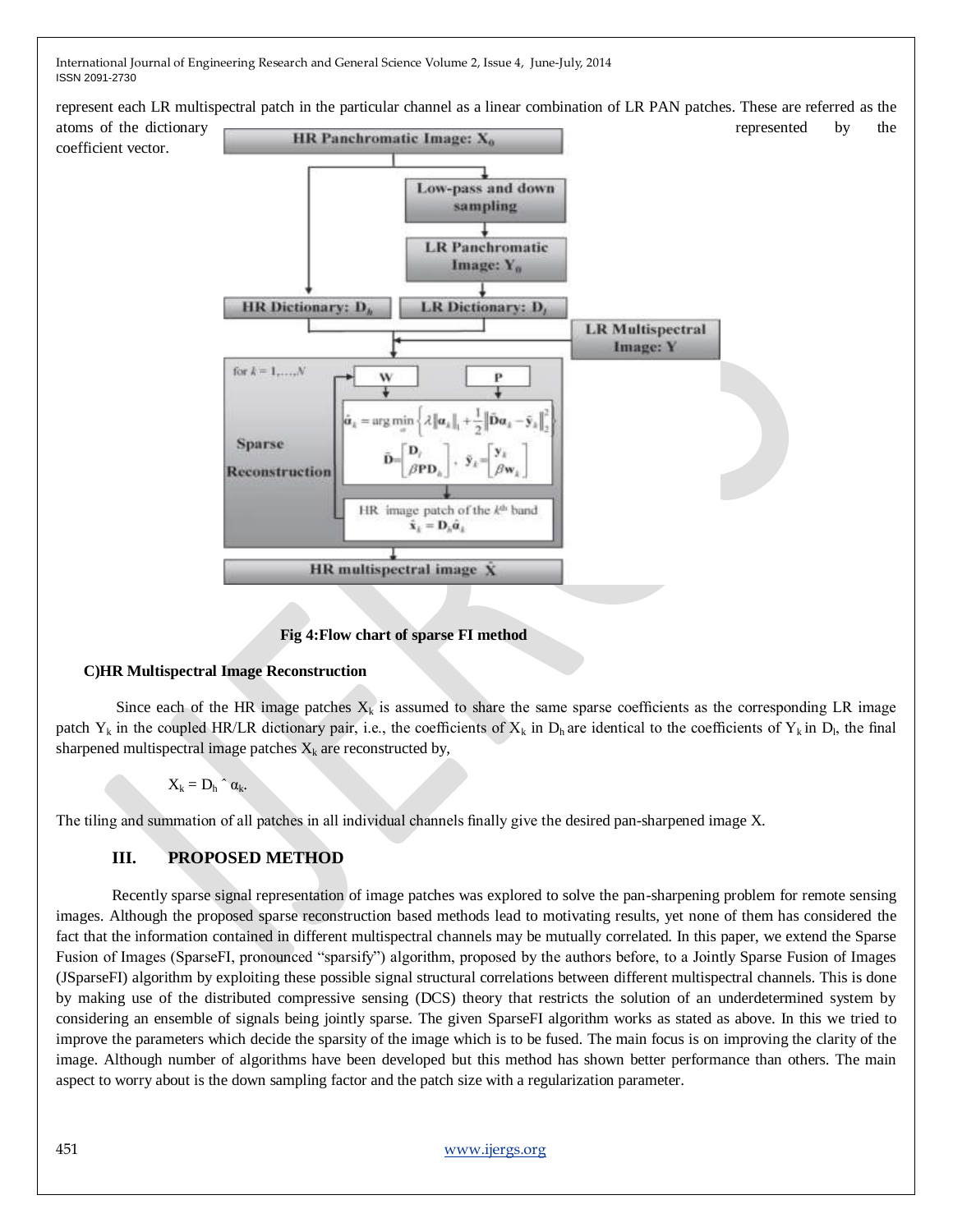represent each LR multispectral patch in the particular channel as a linear combination of LR PAN patches. These are referred as the atoms of the dictionary represented by the coefficient vector.

Fig 4:Flow chart of sparse FI method

**C)HR Multispectral Image Reconstruction**

Since each of the HR image patches $X_k$ is assumed to share the same sparse coefficients as the corresponding LR image patch $Y_k$ in the coupled HR/LR dictionary pair, i.e., the coefficients of $X_k$ in $D_h$ are identical to the coefficients of $Y_k$ in $D_l$, the final sharpened multispectral image patches $X_k$ are reconstructed by,

$$X_k = D_h \hat{\alpha}_k.$$

The tiling and summation of all patches in all individual channels finally give the desired pan-sharpened image X.

## III. PROPOSED METHOD

Recently sparse signal representation of image patches was explored to solve the pan-sharpening problem for remote sensing images. Although the proposed sparse reconstruction based methods lead to motivating results, yet none of them has considered the fact that the information contained in different multispectral channels may be mutually correlated. In this paper, we extend the Sparse Fusion of Images (SparseFI, pronounced "sparsify") algorithm, proposed by the authors before, to a Jointly Sparse Fusion of Images (JSparseFI) algorithm by exploiting these possible signal structural correlations between different multispectral channels. This is done by making use of the distributed compressive sensing (DCS) theory that restricts the solution of an underdetermined system by considering an ensemble of signals being jointly sparse. The given SparseFI algorithm works as stated as above. In this we tried to improve the parameters which decide the sparsity of the image which is to be fused. The main focus is on improving the clarity of the image. Although number of algorithms have been developed but this method has shown better performance than others. The main aspect to worry about is the down sampling factor and the patch size with a regularization parameter.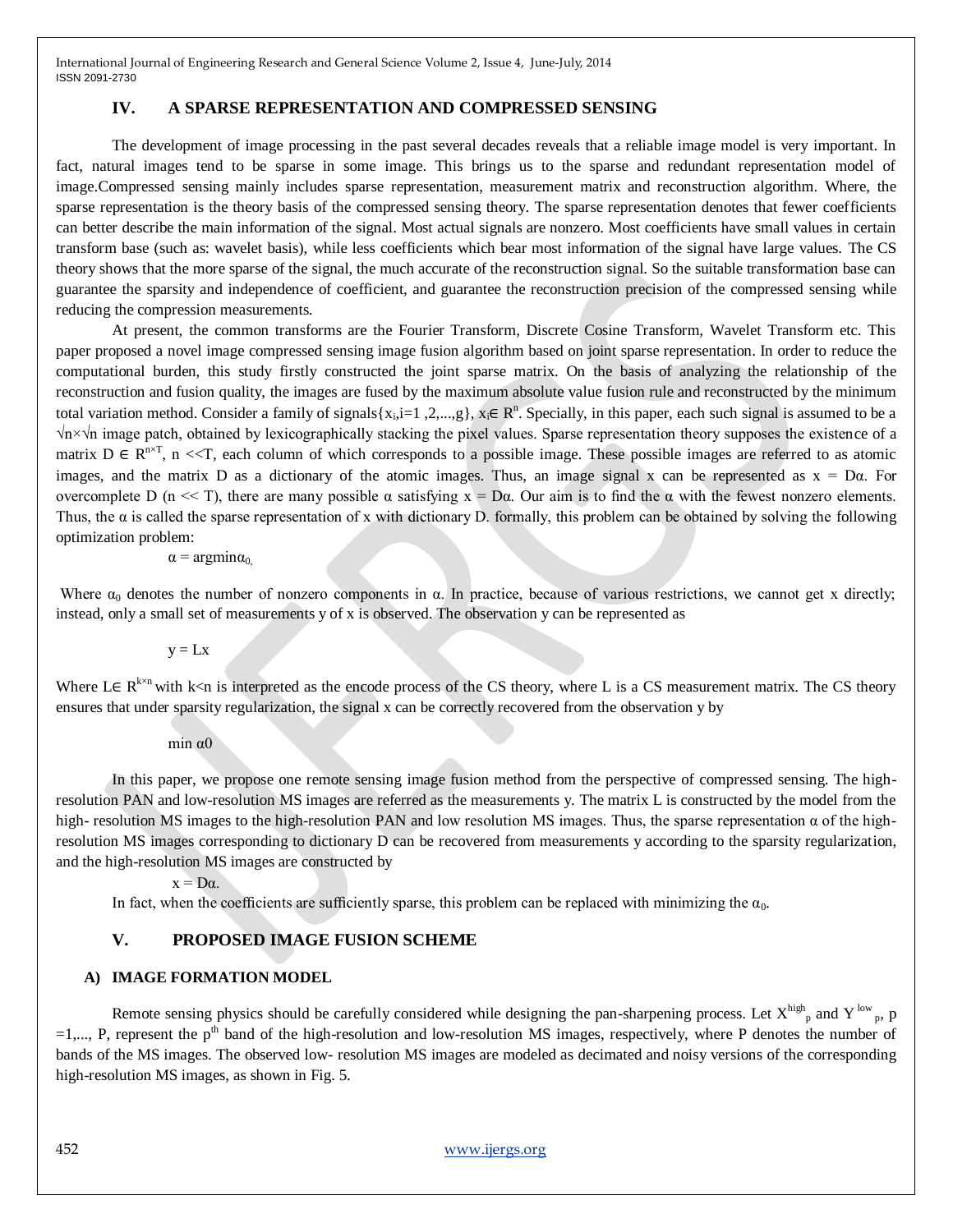## IV. A SPARSE REPRESENTATION AND COMPRESSED SENSING

The development of image processing in the past several decades reveals that a reliable image model is very important. In fact, natural images tend to be sparse in some image. This brings us to the sparse and redundant representation model of image.Compressed sensing mainly includes sparse representation, measurement matrix and reconstruction algorithm. Where, the sparse representation is the theory basis of the compressed sensing theory. The sparse representation denotes that fewer coefficients can better describe the main information of the signal. Most actual signals are nonzero. Most coefficients have small values in certain transform base (such as: wavelet basis), while less coefficients which bear most information of the signal have large values. The CS theory shows that the more sparse of the signal, the much accurate of the reconstruction signal. So the suitable transformation base can guarantee the sparsity and independence of coefficient, and guarantee the reconstruction precision of the compressed sensing while reducing the compression measurements.

At present, the common transforms are the Fourier Transform, Discrete Cosine Transform, Wavelet Transform etc. This paper proposed a novel image compressed sensing image fusion algorithm based on joint sparse representation. In order to reduce the computational burden, this study firstly constructed the joint sparse matrix. On the basis of analyzing the relationship of the reconstruction and fusion quality, the images are fused by the maximum absolute value fusion rule and reconstructed by the minimum total variation method. Consider a family of signals $\{x_i, i=1,2,...,g\}$, $x_i \in R^n$. Specially, in this paper, each such signal is assumed to be a $\sqrt{n}\times\sqrt{n}$ image patch, obtained by lexicographically stacking the pixel values. Sparse representation theory supposes the existence of a matrix $D \in R^{n\times T}$, $n \ll T$, each column of which corresponds to a possible image. These possible images are referred to as atomic images, and the matrix D as a dictionary of the atomic images. Thus, an image signal x can be represented as $x = D\alpha$. For overcomplete D ($n \ll T$), there are many possible $\alpha$ satisfying $x = D\alpha$. Our aim is to find the $\alpha$ with the fewest nonzero elements. Thus, the $\alpha$ is called the sparse representation of x with dictionary D. formally, this problem can be obtained by solving the following optimization problem:

$$\alpha = \operatorname{argmin} \alpha_0,$$

Where $\alpha_0$ denotes the number of nonzero components in $\alpha$. In practice, because of various restrictions, we cannot get x directly; instead, only a small set of measurements y of x is observed. The observation y can be represented as

$$y = Lx$$

Where $L\in R^{k\times n}$ with $k<n$ is interpreted as the encode process of the CS theory, where L is a CS measurement matrix. The CS theory ensures that under sparsity regularization, the signal x can be correctly recovered from the observation y by

$$\min \alpha 0$$

In this paper, we propose one remote sensing image fusion method from the perspective of compressed sensing. The high-resolution PAN and low-resolution MS images are referred as the measurements y. The matrix L is constructed by the model from the high- resolution MS images to the high-resolution PAN and low resolution MS images. Thus, the sparse representation $\alpha$ of the high-resolution MS images corresponding to dictionary D can be recovered from measurements y according to the sparsity regularization, and the high-resolution MS images are constructed by

$$x = D\alpha.$$

In fact, when the coefficients are sufficiently sparse, this problem can be replaced with minimizing the $\alpha_0$.

## V. PROPOSED IMAGE FUSION SCHEME

### A) IMAGE FORMATION MODEL

Remote sensing physics should be carefully considered while designing the pan-sharpening process. Let $X^{high}_p$ and $Y^{low}_p$, $p=1,..., P$, represent the $p^{th}$ band of the high-resolution and low-resolution MS images, respectively, where P denotes the number of bands of the MS images. The observed low- resolution MS images are modeled as decimated and noisy versions of the corresponding high-resolution MS images, as shown in Fig. 5.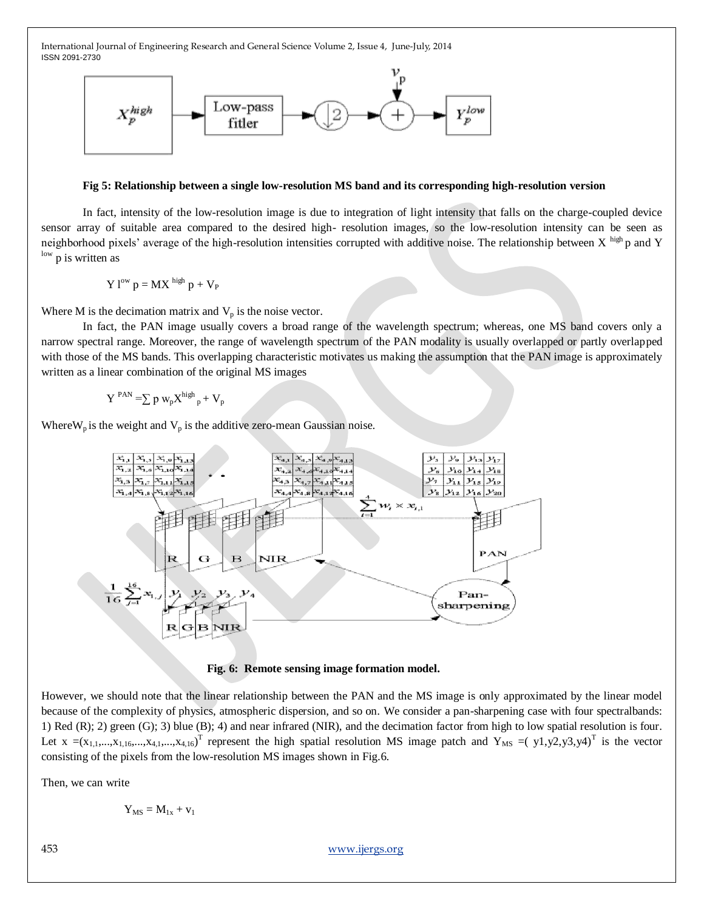**Fig 5: Relationship between a single low-resolution MS band and its corresponding high-resolution version**

In fact, intensity of the low-resolution image is due to integration of light intensity that falls on the charge-coupled device sensor array of suitable area compared to the desired high- resolution images, so the low-resolution intensity can be seen as neighborhood pixels' average of the high-resolution intensities corrupted with additive noise. The relationship between $X^{high}_p$ and $Y^{low}_p$ is written as

$$Y^{low}_p = MX^{high}_p + V_P$$

Where M is the decimation matrix and $V_p$ is the noise vector.

In fact, the PAN image usually covers a broad range of the wavelength spectrum; whereas, one MS band covers only a narrow spectral range. Moreover, the range of wavelength spectrum of the PAN modality is usually overlapped or partly overlapped with those of the MS bands. This overlapping characteristic motivates us making the assumption that the PAN image is approximately written as a linear combination of the original MS images

$$Y^{PAN} = \sum_p w_p X^{high}_p + V_p$$

Where $W_p$ is the weight and $V_p$ is the additive zero-mean Gaussian noise.

**Fig. 6: Remote sensing image formation model.**

However, we should note that the linear relationship between the PAN and the MS image is only approximated by the linear model because of the complexity of physics, atmospheric dispersion, and so on. We consider a pan-sharpening case with four spectralbands: 1) Red (R); 2) green (G); 3) blue (B); 4) and near infrared (NIR), and the decimation factor from high to low spatial resolution is four. Let $x = (x_{1,1},...,x_{1,16},...,x_{4,1},...,x_{4,16})^T$ represent the high spatial resolution MS image patch and $Y_{MS} = (y1,y2,y3,y4)^T$ is the vector consisting of the pixels from the low-resolution MS images shown in Fig.6.

Then, we can write

$$Y_{MS} = M_{1x} + v_1$$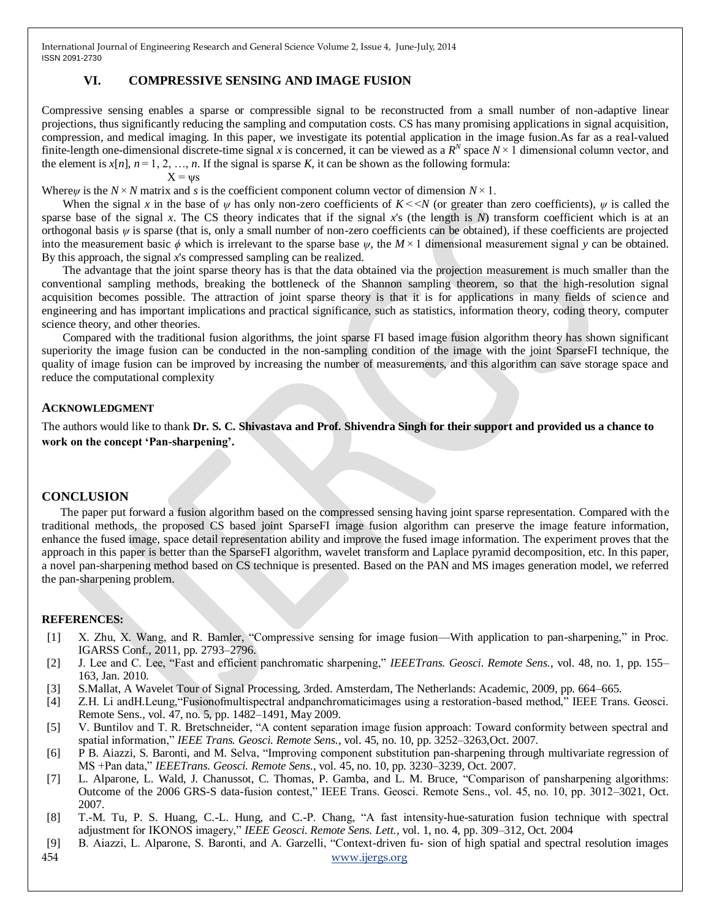## VI. COMPRESSIVE SENSING AND IMAGE FUSION

Compressive sensing enables a sparse or compressible signal to be reconstructed from a small number of non-adaptive linear projections, thus significantly reducing the sampling and computation costs. CS has many promising applications in signal acquisition, compression, and medical imaging. In this paper, we investigate its potential application in the image fusion.As far as a real-valued finite-length one-dimensional discrete-time signal *x* is concerned, it can be viewed as a $R^N$ space $N \times 1$ dimensional column vector, and the element is $x[n]$, $n = 1, 2, \ldots, n$. If the signal is sparse *K*, it can be shown as the following formula:

$$X = \psi s$$

Where$\psi$ is the $N \times N$ matrix and *s* is the coefficient component column vector of dimension $N \times 1$.

When the signal *x* in the base of $\psi$ has only non-zero coefficients of $K << N$ (or greater than zero coefficients), $\psi$ is called the sparse base of the signal *x*. The CS theory indicates that if the signal *x*'s (the length is *N*) transform coefficient which is at an orthogonal basis $\psi$ is sparse (that is, only a small number of non-zero coefficients can be obtained), if these coefficients are projected into the measurement basic $\phi$ which is irrelevant to the sparse base $\psi$, the $M \times 1$ dimensional measurement signal *y* can be obtained. By this approach, the signal *x*'s compressed sampling can be realized.

The advantage that the joint sparse theory has is that the data obtained via the projection measurement is much smaller than the conventional sampling methods, breaking the bottleneck of the Shannon sampling theorem, so that the high-resolution signal acquisition becomes possible. The attraction of joint sparse theory is that it is for applications in many fields of science and engineering and has important implications and practical significance, such as statistics, information theory, coding theory, computer science theory, and other theories.

Compared with the traditional fusion algorithms, the joint sparse FI based image fusion algorithm theory has shown significant superiority the image fusion can be conducted in the non-sampling condition of the image with the joint SparseFI technique, the quality of image fusion can be improved by increasing the number of measurements, and this algorithm can save storage space and reduce the computational complexity

## ACKNOWLEDGMENT

The authors would like to thank **Dr. S. C. Shivastava and Prof. Shivendra Singh for their support and provided us a chance to work on the concept 'Pan-sharpening'.**

## CONCLUSION

The paper put forward a fusion algorithm based on the compressed sensing having joint sparse representation. Compared with the traditional methods, the proposed CS based joint SparseFI image fusion algorithm can preserve the image feature information, enhance the fused image, space detail representation ability and improve the fused image information. The experiment proves that the approach in this paper is better than the SparseFI algorithm, wavelet transform and Laplace pyramid decomposition, etc. In this paper, a novel pan-sharpening method based on CS technique is presented. Based on the PAN and MS images generation model, we referred the pan-sharpening problem.

## REFERENCES:

[1] X. Zhu, X. Wang, and R. Bamler, "Compressive sensing for image fusion—With application to pan-sharpening," in Proc. IGARSS Conf., 2011, pp. 2793–2796.

[2] J. Lee and C. Lee, "Fast and efficient panchromatic sharpening," *IEEETrans. Geosci. Remote Sens.*, vol. 48, no. 1, pp. 155–163, Jan. 2010.

[3] S.Mallat, A Wavelet Tour of Signal Processing, 3rded. Amsterdam, The Netherlands: Academic, 2009, pp. 664–665.

[4] Z.H. Li andH.Leung,"Fusionofmultispectral andpanchromaticimages using a restoration-based method," IEEE Trans. Geosci. Remote Sens., vol. 47, no. 5, pp. 1482–1491, May 2009.

[5] V. Buntilov and T. R. Bretschneider, "A content separation image fusion approach: Toward conformity between spectral and spatial information," *IEEE Trans. Geosci. Remote Sens.*, vol. 45, no. 10, pp. 3252–3263,Oct. 2007.

[6] P B. Aiazzi, S. Baronti, and M. Selva, "Improving component substitution pan-sharpening through multivariate regression of MS +Pan data," *IEEETrans. Geosci. Remote Sens.*, vol. 45, no. 10, pp. 3230–3239, Oct. 2007.

[7] L. Alparone, L. Wald, J. Chanussot, C. Thomas, P. Gamba, and L. M. Bruce, "Comparison of pansharpening algorithms: Outcome of the 2006 GRS-S data-fusion contest," IEEE Trans. Geosci. Remote Sens., vol. 45, no. 10, pp. 3012–3021, Oct. 2007.

[8] T.-M. Tu, P. S. Huang, C.-L. Hung, and C.-P. Chang, "A fast intensity-hue-saturation fusion technique with spectral adjustment for IKONOS imagery," *IEEE Geosci. Remote Sens. Lett.*, vol. 1, no. 4, pp. 309–312, Oct. 2004

[9] B. Aiazzi, L. Alparone, S. Baronti, and A. Garzelli, "Context-driven fu- sion of high spatial and spectral resolution images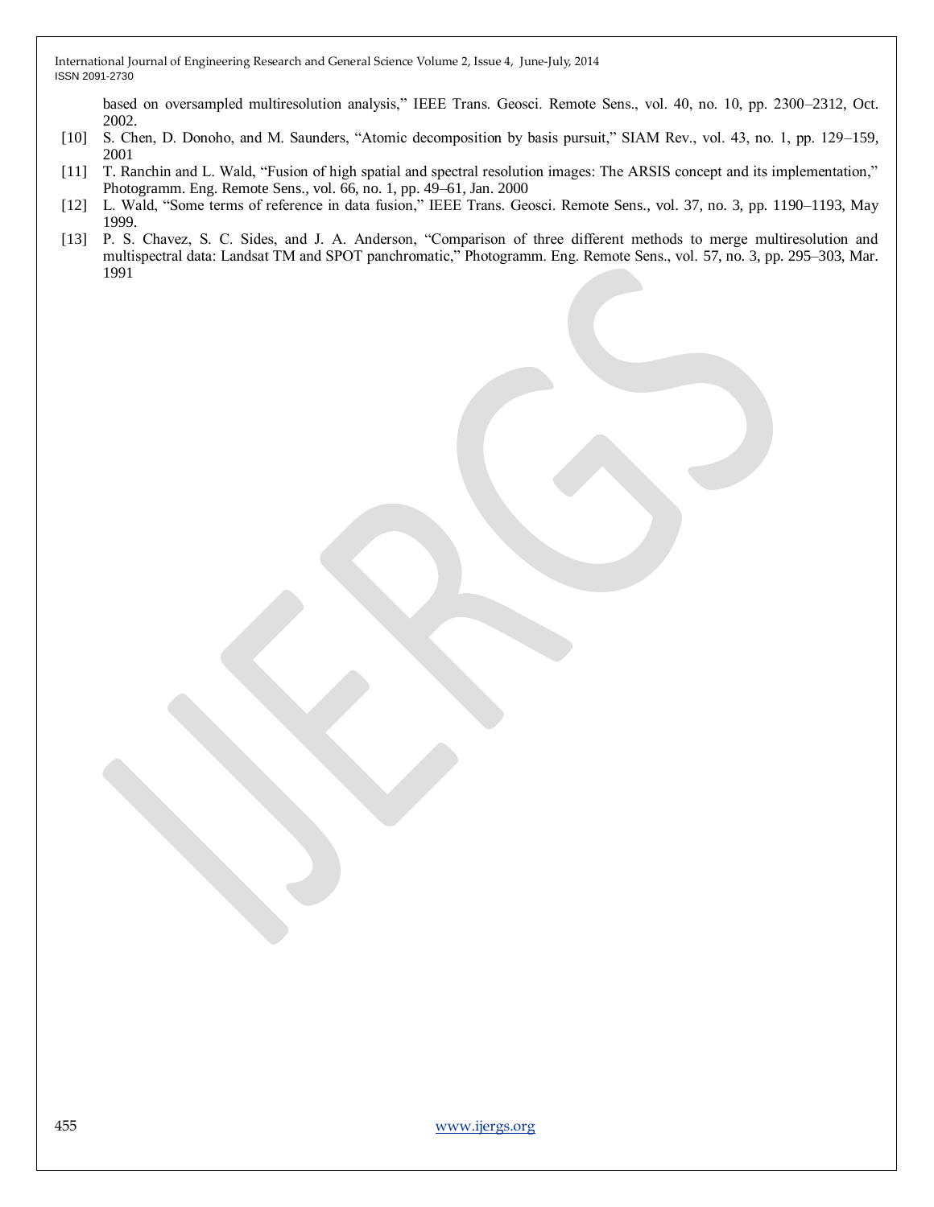based on oversampled multiresolution analysis," IEEE Trans. Geosci. Remote Sens., vol. 40, no. 10, pp. 2300–2312, Oct. 2002.

[10] S. Chen, D. Donoho, and M. Saunders, "Atomic decomposition by basis pursuit," SIAM Rev., vol. 43, no. 1, pp. 129–159, 2001

[11] T. Ranchin and L. Wald, "Fusion of high spatial and spectral resolution images: The ARSIS concept and its implementation," Photogramm. Eng. Remote Sens., vol. 66, no. 1, pp. 49–61, Jan. 2000

[12] L. Wald, "Some terms of reference in data fusion," IEEE Trans. Geosci. Remote Sens., vol. 37, no. 3, pp. 1190–1193, May 1999.

[13] P. S. Chavez, S. C. Sides, and J. A. Anderson, "Comparison of three different methods to merge multiresolution and multispectral data: Landsat TM and SPOT panchromatic," Photogramm. Eng. Remote Sens., vol. 57, no. 3, pp. 295–303, Mar. 1991